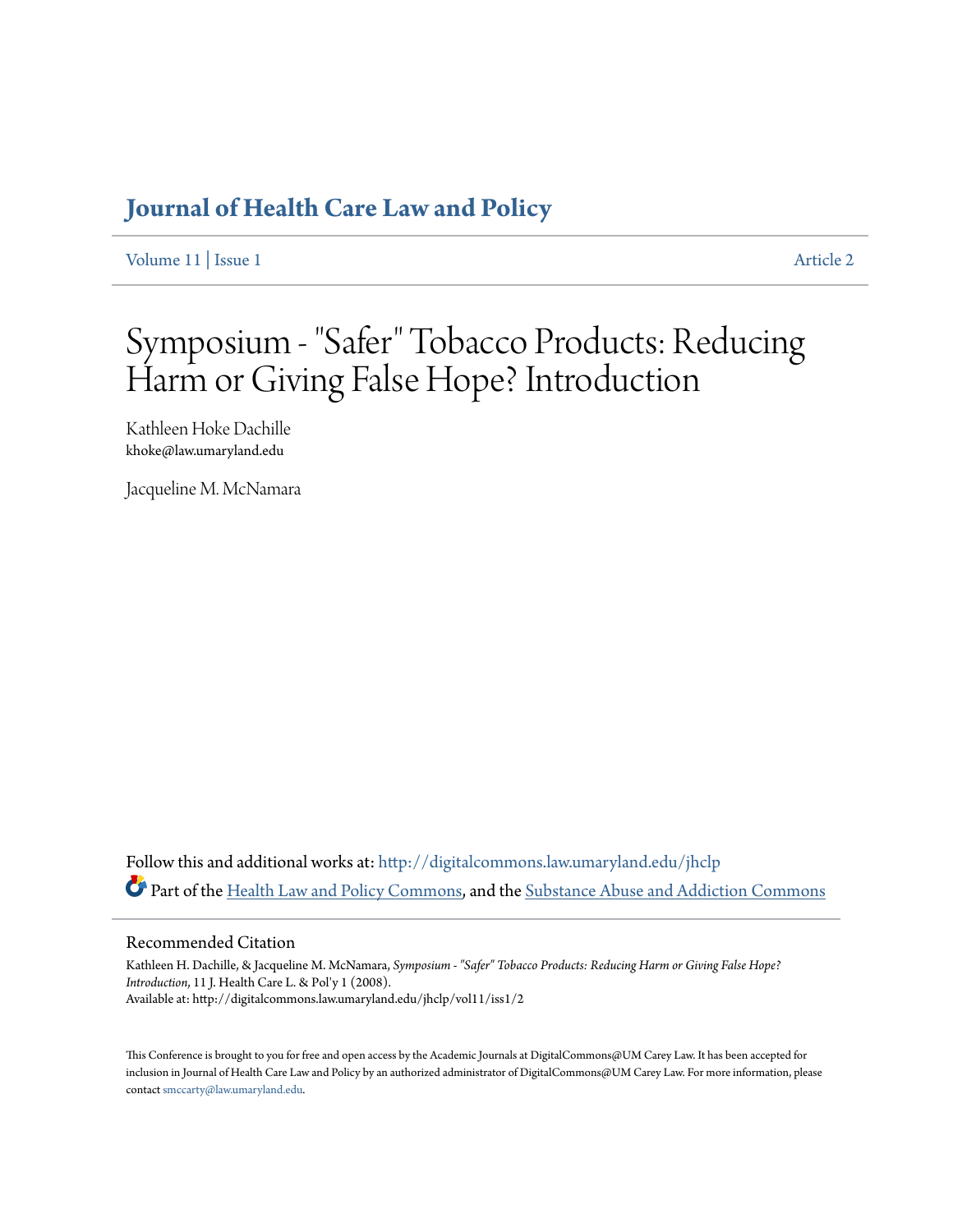# Journal of Health Care Law and Policy

Volume 11 | Issue 1 — Article 2

# Symposium - "Safer" Tobacco Products: Reducing Harm or Giving False Hope? Introduction

Kathleen Hoke Dachille
khoke@law.umaryland.edu

Jacqueline M. McNamara

Follow this and additional works at: http://digitalcommons.law.umaryland.edu/jhclp

Part of the Health Law and Policy Commons, and the Substance Abuse and Addiction Commons

## Recommended Citation

Kathleen H. Dachille, & Jacqueline M. McNamara, *Symposium - "Safer" Tobacco Products: Reducing Harm or Giving False Hope? Introduction*, 11 J. Health Care L. & Pol'y 1 (2008).
Available at: http://digitalcommons.law.umaryland.edu/jhclp/vol11/iss1/2

This Conference is brought to you for free and open access by the Academic Journals at DigitalCommons@UM Carey Law. It has been accepted for inclusion in Journal of Health Care Law and Policy by an authorized administrator of DigitalCommons@UM Carey Law. For more information, please contact smccarty@law.umaryland.edu.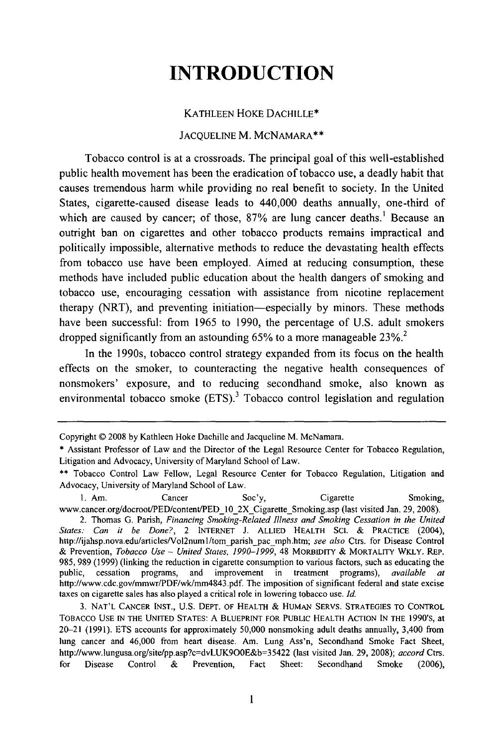# INTRODUCTION

KATHLEEN HOKE DACHILLE*

JACQUELINE M. MCNAMARA**

Tobacco control is at a crossroads. The principal goal of this well-established public health movement has been the eradication of tobacco use, a deadly habit that causes tremendous harm while providing no real benefit to society. In the United States, cigarette-caused disease leads to 440,000 deaths annually, one-third of which are caused by cancer; of those, 87% are lung cancer deaths.[1] Because an outright ban on cigarettes and other tobacco products remains impractical and politically impossible, alternative methods to reduce the devastating health effects from tobacco use have been employed. Aimed at reducing consumption, these methods have included public education about the health dangers of smoking and tobacco use, encouraging cessation with assistance from nicotine replacement therapy (NRT), and preventing initiation—especially by minors. These methods have been successful: from 1965 to 1990, the percentage of U.S. adult smokers dropped significantly from an astounding 65% to a more manageable 23%.[2]

In the 1990s, tobacco control strategy expanded from its focus on the health effects on the smoker, to counteracting the negative health consequences of nonsmokers' exposure, and to reducing secondhand smoke, also known as environmental tobacco smoke (ETS).[3] Tobacco control legislation and regulation

---

Copyright © 2008 by Kathleen Hoke Dachille and Jacqueline M. McNamara.

\* Assistant Professor of Law and the Director of the Legal Resource Center for Tobacco Regulation, Litigation and Advocacy, University of Maryland School of Law.

\*\* Tobacco Control Law Fellow, Legal Resource Center for Tobacco Regulation, Litigation and Advocacy, University of Maryland School of Law.

1. Am. Cancer Soc'y, Cigarette Smoking, www.cancer.org/docroot/PED/content/PED_10_2X_Cigarette_Smoking.asp (last visited Jan. 29, 2008).

2. Thomas G. Parish, *Financing Smoking-Related Illness and Smoking Cessation in the United States: Can it be Done?*, 2 INTERNET J. ALLIED HEALTH SCI. & PRACTICE (2004), http://ijahsp.nova.edu/articles/Vol2num1/tom_parish_pac_mph.htm; *see also* Ctrs. for Disease Control & Prevention, *Tobacco Use – United States, 1990–1999*, 48 MORBIDITY & MORTALITY WKLY. REP. 985, 989 (1999) (linking the reduction in cigarette consumption to various factors, such as educating the public, cessation programs, and improvement in treatment programs), *available at* http://www.cdc.gov/mmwr/PDF/wk/mm4843.pdf. The imposition of significant federal and state excise taxes on cigarette sales has also played a critical role in lowering tobacco use. *Id.*

3. NAT'L CANCER INST., U.S. DEPT. OF HEALTH & HUMAN SERVS. STRATEGIES TO CONTROL TOBACCO USE IN THE UNITED STATES: A BLUEPRINT FOR PUBLIC HEALTH ACTION IN THE 1990'S, at 20–21 (1991). ETS accounts for approximately 50,000 nonsmoking adult deaths annually, 3,400 from lung cancer and 46,000 from heart disease. Am. Lung Ass'n, Secondhand Smoke Fact Sheet, http://www.lungusa.org/site/pp.asp?c=dvLUK9O0E&b=35422 (last visited Jan. 29, 2008); *accord* Ctrs. for Disease Control & Prevention, Fact Sheet: Secondhand Smoke (2006),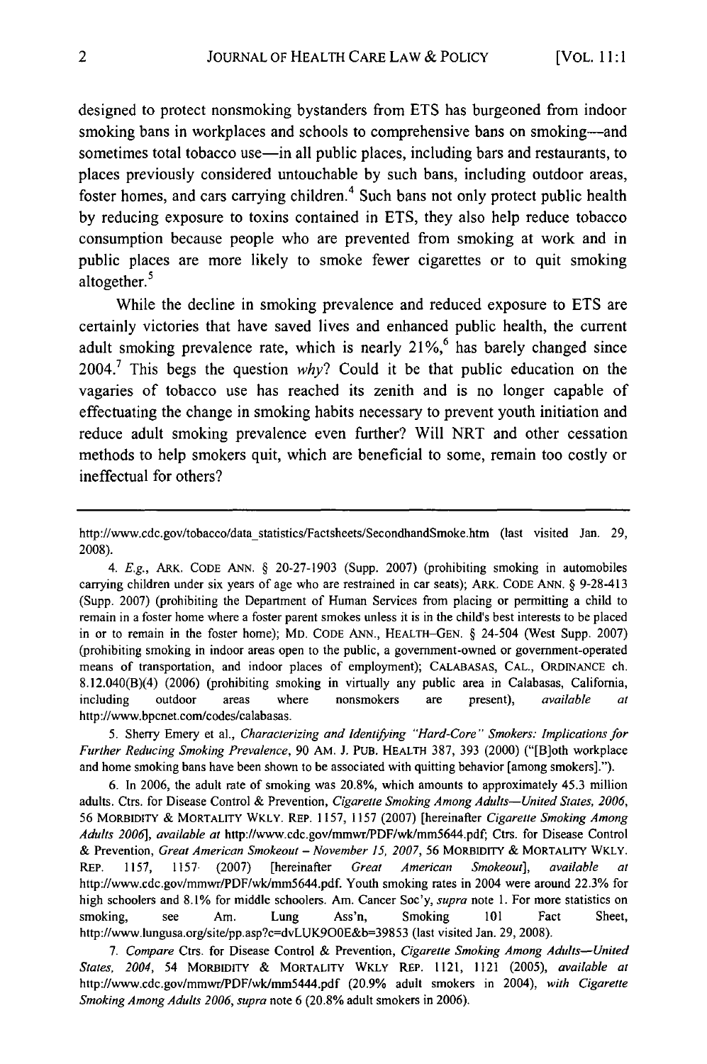designed to protect nonsmoking bystanders from ETS has burgeoned from indoor smoking bans in workplaces and schools to comprehensive bans on smoking—and sometimes total tobacco use—in all public places, including bars and restaurants, to places previously considered untouchable by such bans, including outdoor areas, foster homes, and cars carrying children.[4] Such bans not only protect public health by reducing exposure to toxins contained in ETS, they also help reduce tobacco consumption because people who are prevented from smoking at work and in public places are more likely to smoke fewer cigarettes or to quit smoking altogether.[5]

While the decline in smoking prevalence and reduced exposure to ETS are certainly victories that have saved lives and enhanced public health, the current adult smoking prevalence rate, which is nearly 21%,[6] has barely changed since 2004.[7] This begs the question *why*? Could it be that public education on the vagaries of tobacco use has reached its zenith and is no longer capable of effectuating the change in smoking habits necessary to prevent youth initiation and reduce adult smoking prevalence even further? Will NRT and other cessation methods to help smokers quit, which are beneficial to some, remain too costly or ineffectual for others?

---

http://www.cdc.gov/tobacco/data_statistics/Factsheets/SecondhandSmoke.htm (last visited Jan. 29, 2008).

4. *E.g.*, ARK. CODE ANN. § 20-27-1903 (Supp. 2007) (prohibiting smoking in automobiles carrying children under six years of age who are restrained in car seats); ARK. CODE ANN. § 9-28-413 (Supp. 2007) (prohibiting the Department of Human Services from placing or permitting a child to remain in a foster home where a foster parent smokes unless it is in the child's best interests to be placed in or to remain in the foster home); MD. CODE ANN., HEALTH–GEN. § 24-504 (West Supp. 2007) (prohibiting smoking in indoor areas open to the public, a government-owned or government-operated means of transportation, and indoor places of employment); CALABASAS, CAL., ORDINANCE ch. 8.12.040(B)(4) (2006) (prohibiting smoking in virtually any public area in Calabasas, California, including outdoor areas where nonsmokers are present), *available at* http://www.bpcnet.com/codes/calabasas.

5. Sherry Emery et al., *Characterizing and Identifying "Hard-Core" Smokers: Implications for Further Reducing Smoking Prevalence*, 90 AM. J. PUB. HEALTH 387, 393 (2000) ("[B]oth workplace and home smoking bans have been shown to be associated with quitting behavior [among smokers].").

6. In 2006, the adult rate of smoking was 20.8%, which amounts to approximately 45.3 million adults. Ctrs. for Disease Control & Prevention, *Cigarette Smoking Among Adults—United States, 2006*, 56 MORBIDITY & MORTALITY WKLY. REP. 1157, 1157 (2007) [hereinafter *Cigarette Smoking Among Adults 2006*], *available at* http://www.cdc.gov/mmwr/PDF/wk/mm5644.pdf; Ctrs. for Disease Control & Prevention, *Great American Smokeout – November 15, 2007*, 56 MORBIDITY & MORTALITY WKLY. REP. 1157, 1157 (2007) [hereinafter *Great American Smokeout*], *available at* http://www.cdc.gov/mmwr/PDF/wk/mm5644.pdf. Youth smoking rates in 2004 were around 22.3% for high schoolers and 8.1% for middle schoolers. Am. Cancer Soc'y, *supra* note 1. For more statistics on smoking, see Am. Lung Ass'n, Smoking 101 Fact Sheet, http://www.lungusa.org/site/pp.asp?c=dvLUK9O0E&b=39853 (last visited Jan. 29, 2008).

7. *Compare* Ctrs. for Disease Control & Prevention, *Cigarette Smoking Among Adults—United States, 2004*, 54 MORBIDITY & MORTALITY WKLY REP. 1121, 1121 (2005), *available at* http://www.cdc.gov/mmwr/PDF/wk/mm5444.pdf (20.9% adult smokers in 2004), *with Cigarette Smoking Among Adults 2006*, *supra* note 6 (20.8% adult smokers in 2006).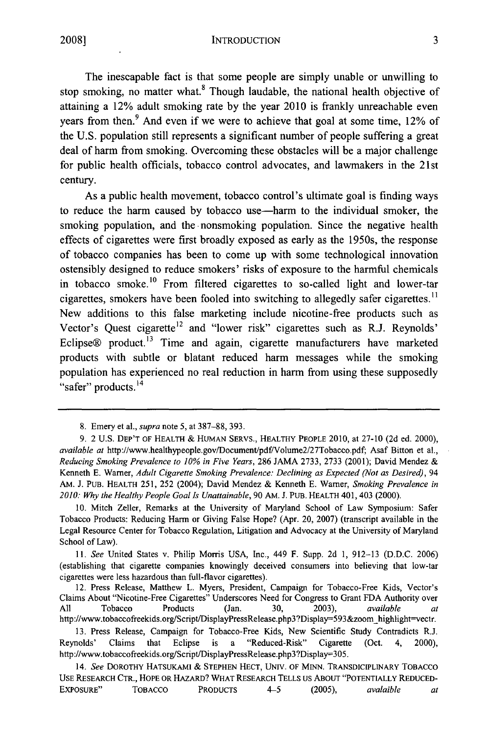The inescapable fact is that some people are simply unable or unwilling to stop smoking, no matter what.[8] Though laudable, the national health objective of attaining a 12% adult smoking rate by the year 2010 is frankly unreachable even years from then.[9] And even if we were to achieve that goal at some time, 12% of the U.S. population still represents a significant number of people suffering a great deal of harm from smoking. Overcoming these obstacles will be a major challenge for public health officials, tobacco control advocates, and lawmakers in the 21st century.

As a public health movement, tobacco control's ultimate goal is finding ways to reduce the harm caused by tobacco use—harm to the individual smoker, the smoking population, and the nonsmoking population. Since the negative health effects of cigarettes were first broadly exposed as early as the 1950s, the response of tobacco companies has been to come up with some technological innovation ostensibly designed to reduce smokers' risks of exposure to the harmful chemicals in tobacco smoke.[10] From filtered cigarettes to so-called light and lower-tar cigarettes, smokers have been fooled into switching to allegedly safer cigarettes.[11] New additions to this false marketing include nicotine-free products such as Vector's Quest cigarette[12] and "lower risk" cigarettes such as R.J. Reynolds' Eclipse® product.[13] Time and again, cigarette manufacturers have marketed products with subtle or blatant reduced harm messages while the smoking population has experienced no real reduction in harm from using these supposedly "safer" products.[14]

---

8. Emery et al., *supra* note 5, at 387–88, 393.

9. 2 U.S. DEP'T OF HEALTH & HUMAN SERVS., HEALTHY PEOPLE 2010, at 27-10 (2d ed. 2000), *available at* http://www.healthypeople.gov/Document/pdf/Volume2/27Tobacco.pdf; Asaf Bitton et al., *Reducing Smoking Prevalence to 10% in Five Years*, 286 JAMA 2733, 2733 (2001); David Mendez & Kenneth E. Warner, *Adult Cigarette Smoking Prevalence: Declining as Expected (Not as Desired)*, 94 AM. J. PUB. HEALTH 251, 252 (2004); David Mendez & Kenneth E. Warner, *Smoking Prevalence in 2010: Why the Healthy People Goal Is Unattainable*, 90 AM. J. PUB. HEALTH 401, 403 (2000).

10. Mitch Zeller, Remarks at the University of Maryland School of Law Symposium: Safer Tobacco Products: Reducing Harm or Giving False Hope? (Apr. 20, 2007) (transcript available in the Legal Resource Center for Tobacco Regulation, Litigation and Advocacy at the University of Maryland School of Law).

11. *See* United States v. Philip Morris USA, Inc., 449 F. Supp. 2d 1, 912–13 (D.D.C. 2006) (establishing that cigarette companies knowingly deceived consumers into believing that low-tar cigarettes were less hazardous than full-flavor cigarettes).

12. Press Release, Matthew L. Myers, President, Campaign for Tobacco-Free Kids, Vector's Claims About "Nicotine-Free Cigarettes" Underscores Need for Congress to Grant FDA Authority over All Tobacco Products (Jan. 30, 2003), *available at* http://www.tobaccofreekids.org/Script/DisplayPressRelease.php3?Display=593&zoom_highlight=vectr.

13. Press Release, Campaign for Tobacco-Free Kids, New Scientific Study Contradicts R.J. Reynolds' Claims that Eclipse is a "Reduced-Risk" Cigarette (Oct. 4, 2000), http://www.tobaccofreekids.org/Script/DisplayPressRelease.php3?Display=305.

14. *See* DOROTHY HATSUKAMI & STEPHEN HECT, UNIV. OF MINN. TRANSDICIPLINARY TOBACCO USE RESEARCH CTR., HOPE OR HAZARD? WHAT RESEARCH TELLS US ABOUT "POTENTIALLY REDUCED-EXPOSURE" TOBACCO PRODUCTS 4–5 (2005), *avalaible at*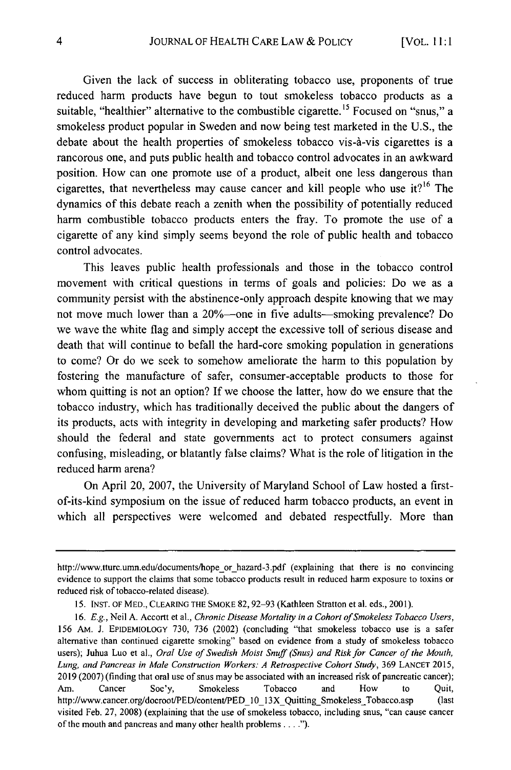Given the lack of success in obliterating tobacco use, proponents of true reduced harm products have begun to tout smokeless tobacco products as a suitable, "healthier" alternative to the combustible cigarette.[15] Focused on "snus," a smokeless product popular in Sweden and now being test marketed in the U.S., the debate about the health properties of smokeless tobacco vis-à-vis cigarettes is a rancorous one, and puts public health and tobacco control advocates in an awkward position. How can one promote use of a product, albeit one less dangerous than cigarettes, that nevertheless may cause cancer and kill people who use it?[16] The dynamics of this debate reach a zenith when the possibility of potentially reduced harm combustible tobacco products enters the fray. To promote the use of a cigarette of any kind simply seems beyond the role of public health and tobacco control advocates.

This leaves public health professionals and those in the tobacco control movement with critical questions in terms of goals and policies: Do we as a community persist with the abstinence-only approach despite knowing that we may not move much lower than a 20%—one in five adults—smoking prevalence? Do we wave the white flag and simply accept the excessive toll of serious disease and death that will continue to befall the hard-core smoking population in generations to come? Or do we seek to somehow ameliorate the harm to this population by fostering the manufacture of safer, consumer-acceptable products to those for whom quitting is not an option? If we choose the latter, how do we ensure that the tobacco industry, which has traditionally deceived the public about the dangers of its products, acts with integrity in developing and marketing safer products? How should the federal and state governments act to protect consumers against confusing, misleading, or blatantly false claims? What is the role of litigation in the reduced harm arena?

On April 20, 2007, the University of Maryland School of Law hosted a first-of-its-kind symposium on the issue of reduced harm tobacco products, an event in which all perspectives were welcomed and debated respectfully. More than

---

http://www.tturc.umn.edu/documents/hope_or_hazard-3.pdf (explaining that there is no convincing evidence to support the claims that some tobacco products result in reduced harm exposure to toxins or reduced risk of tobacco-related disease).

15. INST. OF MED., CLEARING THE SMOKE 82, 92–93 (Kathleen Stratton et al. eds., 2001).

16. *E.g.*, Neil A. Accortt et al., *Chronic Disease Mortality in a Cohort of Smokeless Tobacco Users*, 156 AM. J. EPIDEMIOLOGY 730, 736 (2002) (concluding "that smokeless tobacco use is a safer alternative than continued cigarette smoking" based on evidence from a study of smokeless tobacco users); Juhua Luo et al., *Oral Use of Swedish Moist Snuff (Snus) and Risk for Cancer of the Mouth, Lung, and Pancreas in Male Construction Workers: A Retrospective Cohort Study*, 369 LANCET 2015, 2019 (2007) (finding that oral use of snus may be associated with an increased risk of pancreatic cancer); Am. Cancer Soc'y, Smokeless Tobacco and How to Quit, http://www.cancer.org/docroot/PED/content/PED_10_13X_Quitting_Smokeless_Tobacco.asp (last visited Feb. 27, 2008) (explaining that the use of smokeless tobacco, including snus, "can cause cancer of the mouth and pancreas and many other health problems . . . .").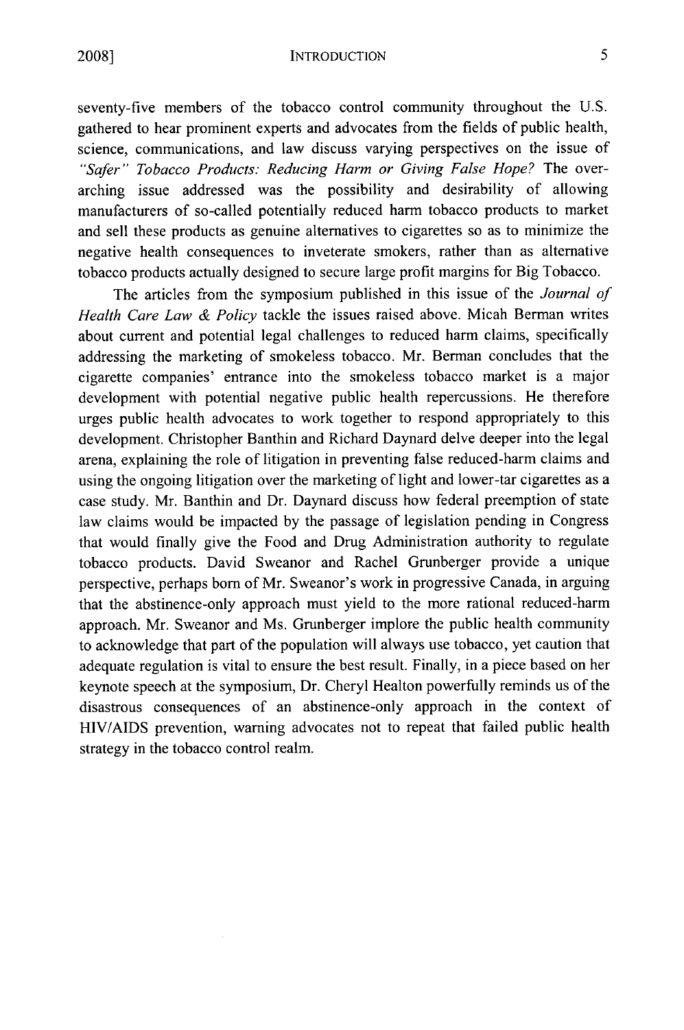seventy-five members of the tobacco control community throughout the U.S. gathered to hear prominent experts and advocates from the fields of public health, science, communications, and law discuss varying perspectives on the issue of *"Safer" Tobacco Products: Reducing Harm or Giving False Hope?* The over-arching issue addressed was the possibility and desirability of allowing manufacturers of so-called potentially reduced harm tobacco products to market and sell these products as genuine alternatives to cigarettes so as to minimize the negative health consequences to inveterate smokers, rather than as alternative tobacco products actually designed to secure large profit margins for Big Tobacco.

The articles from the symposium published in this issue of the *Journal of Health Care Law & Policy* tackle the issues raised above. Micah Berman writes about current and potential legal challenges to reduced harm claims, specifically addressing the marketing of smokeless tobacco. Mr. Berman concludes that the cigarette companies' entrance into the smokeless tobacco market is a major development with potential negative public health repercussions. He therefore urges public health advocates to work together to respond appropriately to this development. Christopher Banthin and Richard Daynard delve deeper into the legal arena, explaining the role of litigation in preventing false reduced-harm claims and using the ongoing litigation over the marketing of light and lower-tar cigarettes as a case study. Mr. Banthin and Dr. Daynard discuss how federal preemption of state law claims would be impacted by the passage of legislation pending in Congress that would finally give the Food and Drug Administration authority to regulate tobacco products. David Sweanor and Rachel Grunberger provide a unique perspective, perhaps born of Mr. Sweanor's work in progressive Canada, in arguing that the abstinence-only approach must yield to the more rational reduced-harm approach. Mr. Sweanor and Ms. Grunberger implore the public health community to acknowledge that part of the population will always use tobacco, yet caution that adequate regulation is vital to ensure the best result. Finally, in a piece based on her keynote speech at the symposium, Dr. Cheryl Healton powerfully reminds us of the disastrous consequences of an abstinence-only approach in the context of HIV/AIDS prevention, warning advocates not to repeat that failed public health strategy in the tobacco control realm.